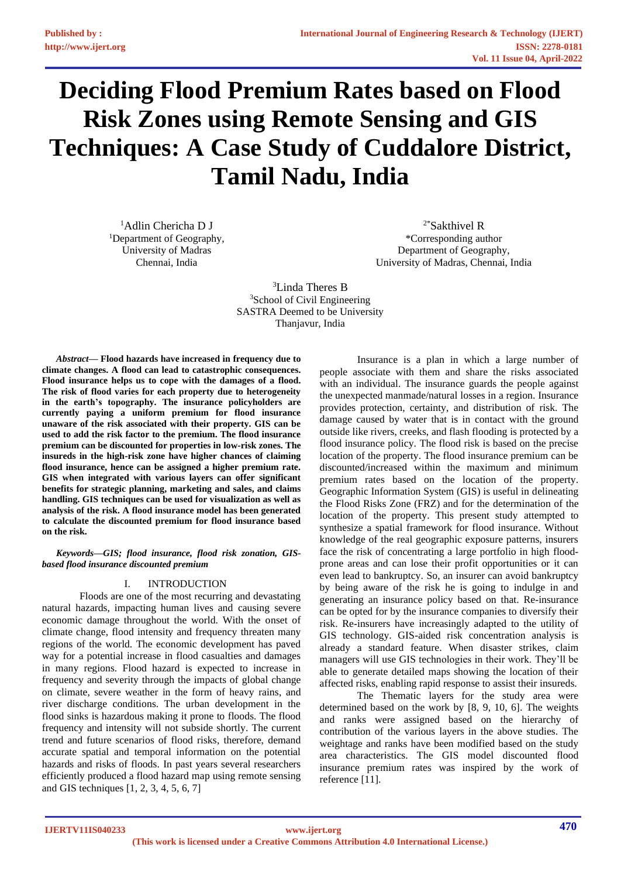# Deciding Flood Premium Rates based on Flood Risk Zones using Remote Sensing and GIS Techniques: A Case Study of Cuddalore District, Tamil Nadu, India

[1]Adlin Chericha D J
[1]Department of Geography,
University of Madras
Chennai, India

[2*]Sakthivel R
*Corresponding author
Department of Geography,
University of Madras, Chennai, India

[3]Linda Theres B
[3]School of Civil Engineering
SASTRA Deemed to be University
Thanjavur, India

***Abstract*— Flood hazards have increased in frequency due to climate changes. A flood can lead to catastrophic consequences. Flood insurance helps us to cope with the damages of a flood. The risk of flood varies for each property due to heterogeneity in the earth's topography. The insurance policyholders are currently paying a uniform premium for flood insurance unaware of the risk associated with their property. GIS can be used to add the risk factor to the premium. The flood insurance premium can be discounted for properties in low-risk zones. The insureds in the high-risk zone have higher chances of claiming flood insurance, hence can be assigned a higher premium rate. GIS when integrated with various layers can offer significant benefits for strategic planning, marketing and sales, and claims handling. GIS techniques can be used for visualization as well as analysis of the risk. A flood insurance model has been generated to calculate the discounted premium for flood insurance based on the risk.**

***Keywords—GIS; flood insurance, flood risk zonation, GIS-based flood insurance discounted premium***

## I. INTRODUCTION

Floods are one of the most recurring and devastating natural hazards, impacting human lives and causing severe economic damage throughout the world. With the onset of climate change, flood intensity and frequency threaten many regions of the world. The economic development has paved way for a potential increase in flood casualties and damages in many regions. Flood hazard is expected to increase in frequency and severity through the impacts of global change on climate, severe weather in the form of heavy rains, and river discharge conditions. The urban development in the flood sinks is hazardous making it prone to floods. The flood frequency and intensity will not subside shortly. The current trend and future scenarios of flood risks, therefore, demand accurate spatial and temporal information on the potential hazards and risks of floods. In past years several researchers efficiently produced a flood hazard map using remote sensing and GIS techniques [1, 2, 3, 4, 5, 6, 7]

Insurance is a plan in which a large number of people associate with them and share the risks associated with an individual. The insurance guards the people against the unexpected manmade/natural losses in a region. Insurance provides protection, certainty, and distribution of risk. The damage caused by water that is in contact with the ground outside like rivers, creeks, and flash flooding is protected by a flood insurance policy. The flood risk is based on the precise location of the property. The flood insurance premium can be discounted/increased within the maximum and minimum premium rates based on the location of the property. Geographic Information System (GIS) is useful in delineating the Flood Risks Zone (FRZ) and for the determination of the location of the property. This present study attempted to synthesize a spatial framework for flood insurance. Without knowledge of the real geographic exposure patterns, insurers face the risk of concentrating a large portfolio in high flood-prone areas and can lose their profit opportunities or it can even lead to bankruptcy. So, an insurer can avoid bankruptcy by being aware of the risk he is going to indulge in and generating an insurance policy based on that. Re-insurance can be opted for by the insurance companies to diversify their risk. Re-insurers have increasingly adapted to the utility of GIS technology. GIS-aided risk concentration analysis is already a standard feature. When disaster strikes, claim managers will use GIS technologies in their work. They'll be able to generate detailed maps showing the location of their affected risks, enabling rapid response to assist their insureds.

The Thematic layers for the study area were determined based on the work by [8, 9, 10, 6]. The weights and ranks were assigned based on the hierarchy of contribution of the various layers in the above studies. The weightage and ranks have been modified based on the study area characteristics. The GIS model discounted flood insurance premium rates was inspired by the work of reference [11].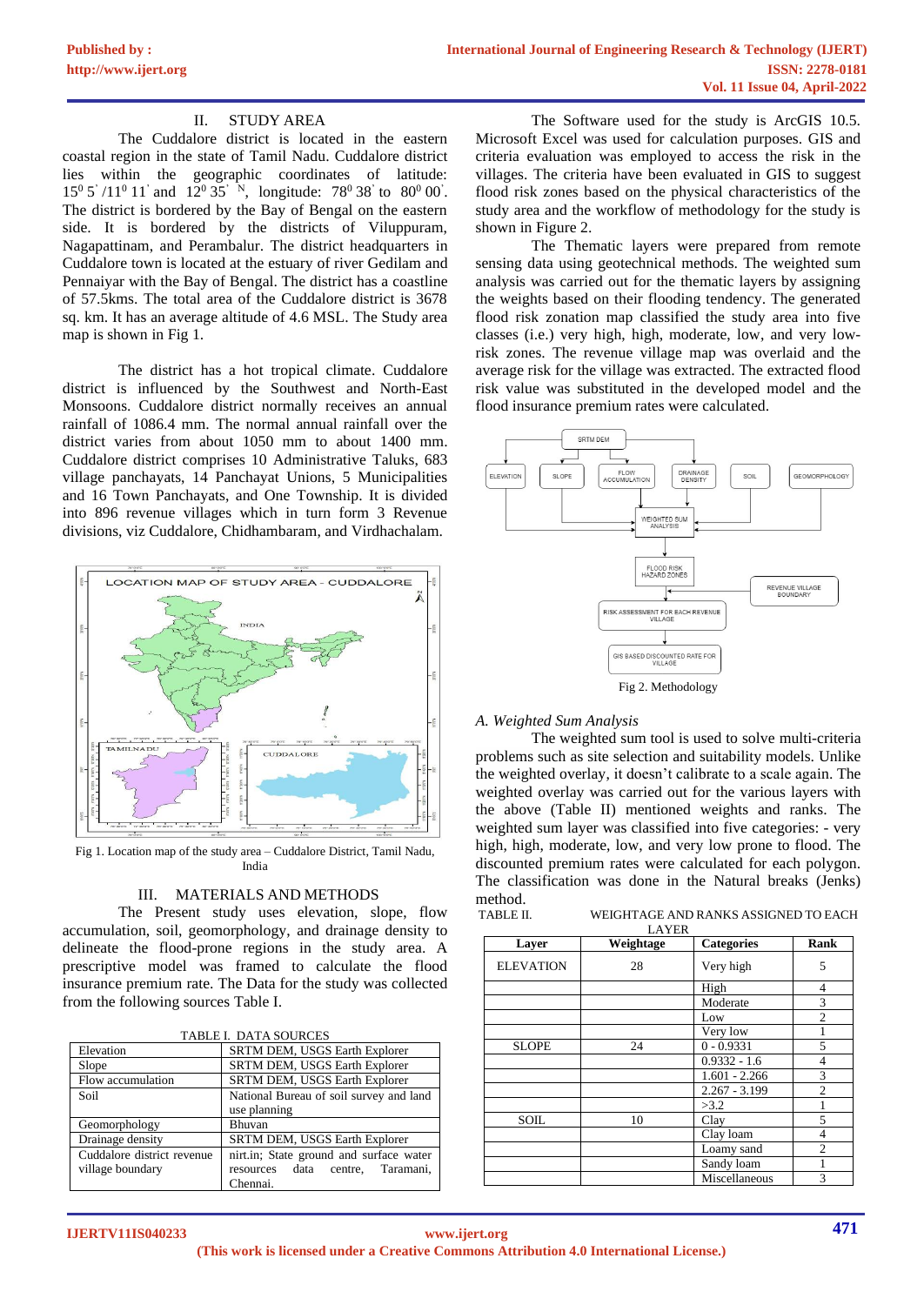## II. STUDY AREA

The Cuddalore district is located in the eastern coastal region in the state of Tamil Nadu. Cuddalore district lies within the geographic coordinates of latitude: $15^0 5' / 11^0 11'$ and $12^0 35' \ ^N$, longitude: $78^0 38'$ to $80^0 00'$. The district is bordered by the Bay of Bengal on the eastern side. It is bordered by the districts of Viluppuram, Nagapattinam, and Perambalur. The district headquarters in Cuddalore town is located at the estuary of river Gedilam and Pennaiyar with the Bay of Bengal. The district has a coastline of 57.5kms. The total area of the Cuddalore district is 3678 sq. km. It has an average altitude of 4.6 MSL. The Study area map is shown in Fig 1.

The district has a hot tropical climate. Cuddalore district is influenced by the Southwest and North-East Monsoons. Cuddalore district normally receives an annual rainfall of 1086.4 mm. The normal annual rainfall over the district varies from about 1050 mm to about 1400 mm. Cuddalore district comprises 10 Administrative Taluks, 683 village panchayats, 14 Panchayat Unions, 5 Municipalities and 16 Town Panchayats, and One Township. It is divided into 896 revenue villages which in turn form 3 Revenue divisions, viz Cuddalore, Chidhambaram, and Virdhachalam.

Fig 1. Location map of the study area – Cuddalore District, Tamil Nadu, India

## III. MATERIALS AND METHODS

The Present study uses elevation, slope, flow accumulation, soil, geomorphology, and drainage density to delineate the flood-prone regions in the study area. A prescriptive model was framed to calculate the flood insurance premium rate. The Data for the study was collected from the following sources Table I.

TABLE I. DATA SOURCES

| | |
|---|---|
| Elevation | SRTM DEM, USGS Earth Explorer |
| Slope | SRTM DEM, USGS Earth Explorer |
| Flow accumulation | SRTM DEM, USGS Earth Explorer |
| Soil | National Bureau of soil survey and land use planning |
| Geomorphology | Bhuvan |
| Drainage density | SRTM DEM, USGS Earth Explorer |
| Cuddalore district revenue village boundary | nirt.in; State ground and surface water resources data centre, Taramani, Chennai. |

The Software used for the study is ArcGIS 10.5. Microsoft Excel was used for calculation purposes. GIS and criteria evaluation was employed to access the risk in the villages. The criteria have been evaluated in GIS to suggest flood risk zones based on the physical characteristics of the study area and the workflow of methodology for the study is shown in Figure 2.

The Thematic layers were prepared from remote sensing data using geotechnical methods. The weighted sum analysis was carried out for the thematic layers by assigning the weights based on their flooding tendency. The generated flood risk zonation map classified the study area into five classes (i.e.) very high, high, moderate, low, and very low-risk zones. The revenue village map was overlaid and the average risk for the village was extracted. The extracted flood risk value was substituted in the developed model and the flood insurance premium rates were calculated.

Fig 2. Methodology

### A. Weighted Sum Analysis

The weighted sum tool is used to solve multi-criteria problems such as site selection and suitability models. Unlike the weighted overlay, it doesn't calibrate to a scale again. The weighted overlay was carried out for the various layers with the above (Table II) mentioned weights and ranks. The weighted sum layer was classified into five categories: - very high, high, moderate, low, and very low prone to flood. The discounted premium rates were calculated for each polygon. The classification was done in the Natural breaks (Jenks) method.

TABLE II. WEIGHTAGE AND RANKS ASSIGNED TO EACH LAYER

| Layer | Weightage | Categories | Rank |
|---|---|---|---|
| ELEVATION | 28 | Very high | 5 |
| | | High | 4 |
| | | Moderate | 3 |
| | | Low | 2 |
| | | Very low | 1 |
| SLOPE | 24 | 0 - 0.9331 | 5 |
| | | 0.9332 - 1.6 | 4 |
| | | 1.601 - 2.266 | 3 |
| | | 2.267 - 3.199 | 2 |
| | | >3.2 | 1 |
| SOIL | 10 | Clay | 5 |
| | | Clay loam | 4 |
| | | Loamy sand | 2 |
| | | Sandy loam | 1 |
| | | Miscellaneous | 3 |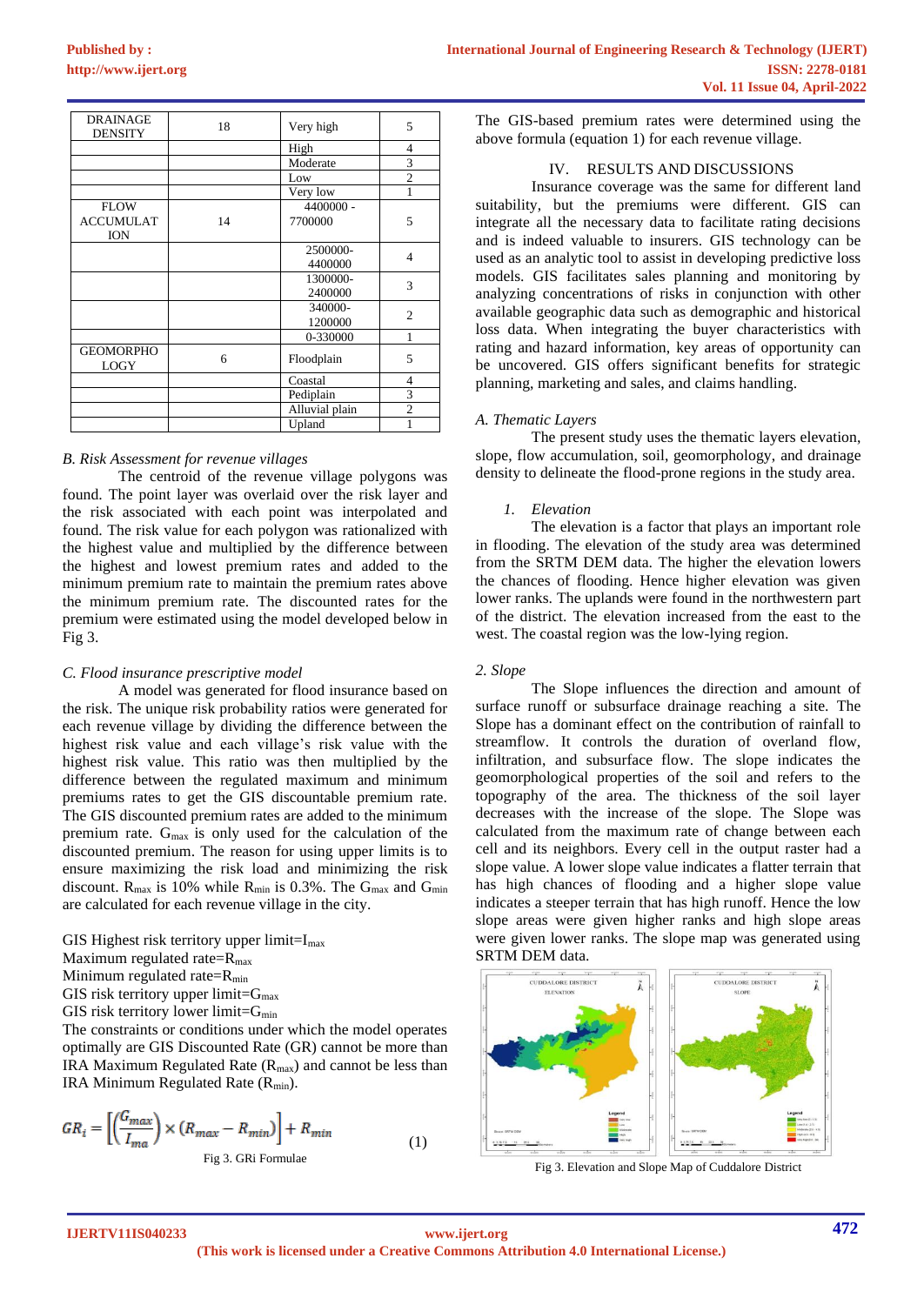| DRAINAGE DENSITY | 18 | Very high | 5 |
|---|---|---|---|
| | | High | 4 |
| | | Moderate | 3 |
| | | Low | 2 |
| | | Very low | 1 |
| FLOW ACCUMULATION | 14 | 4400000 - 7700000 | 5 |
| | | 2500000-4400000 | 4 |
| | | 1300000-2400000 | 3 |
| | | 340000-1200000 | 2 |
| | | 0-330000 | 1 |
| GEOMORPHOLOGY | 6 | Floodplain | 5 |
| | | Coastal | 4 |
| | | Pediplain | 3 |
| | | Alluvial plain | 2 |
| | | Upland | 1 |

*B. Risk Assessment for revenue villages*

The centroid of the revenue village polygons was found. The point layer was overlaid over the risk layer and the risk associated with each point was interpolated and found. The risk value for each polygon was rationalized with the highest value and multiplied by the difference between the highest and lowest premium rates and added to the minimum premium rate to maintain the premium rates above the minimum premium rate. The discounted rates for the premium were estimated using the model developed below in Fig 3.

*C. Flood insurance prescriptive model*

A model was generated for flood insurance based on the risk. The unique risk probability ratios were generated for each revenue village by dividing the difference between the highest risk value and each village's risk value with the highest risk value. This ratio was then multiplied by the difference between the regulated maximum and minimum premiums rates to get the GIS discountable premium rate. The GIS discounted premium rates are added to the minimum premium rate. $G_{max}$ is only used for the calculation of the discounted premium. The reason for using upper limits is to ensure maximizing the risk load and minimizing the risk discount. $R_{max}$ is 10% while $R_{min}$ is 0.3%. The $G_{max}$ and $G_{min}$ are calculated for each revenue village in the city.

GIS Highest risk territory upper limit=$I_{max}$
Maximum regulated rate=$R_{max}$
Minimum regulated rate=$R_{min}$
GIS risk territory upper limit=$G_{max}$
GIS risk territory lower limit=$G_{min}$
The constraints or conditions under which the model operates optimally are GIS Discounted Rate (GR) cannot be more than IRA Maximum Regulated Rate ($R_{max}$) and cannot be less than IRA Minimum Regulated Rate ($R_{min}$).

$$GR_i = \left[\left(\frac{G_{max}}{I_{ma}}\right) \times (R_{max} - R_{min})\right] + R_{min} \quad (1)$$

Fig 3. GRi Formulae

The GIS-based premium rates were determined using the above formula (equation 1) for each revenue village.

## IV. RESULTS AND DISCUSSIONS

Insurance coverage was the same for different land suitability, but the premiums were different. GIS can integrate all the necessary data to facilitate rating decisions and is indeed valuable to insurers. GIS technology can be used as an analytic tool to assist in developing predictive loss models. GIS facilitates sales planning and monitoring by analyzing concentrations of risks in conjunction with other available geographic data such as demographic and historical loss data. When integrating the buyer characteristics with rating and hazard information, key areas of opportunity can be uncovered. GIS offers significant benefits for strategic planning, marketing and sales, and claims handling.

*A. Thematic Layers*

The present study uses the thematic layers elevation, slope, flow accumulation, soil, geomorphology, and drainage density to delineate the flood-prone regions in the study area.

*1. Elevation*

The elevation is a factor that plays an important role in flooding. The elevation of the study area was determined from the SRTM DEM data. The higher the elevation lowers the chances of flooding. Hence higher elevation was given lower ranks. The uplands were found in the northwestern part of the district. The elevation increased from the east to the west. The coastal region was the low-lying region.

*2. Slope*

The Slope influences the direction and amount of surface runoff or subsurface drainage reaching a site. The Slope has a dominant effect on the contribution of rainfall to streamflow. It controls the duration of overland flow, infiltration, and subsurface flow. The slope indicates the geomorphological properties of the soil and refers to the topography of the area. The thickness of the soil layer decreases with the increase of the slope. The Slope was calculated from the maximum rate of change between each cell and its neighbors. Every cell in the output raster had a slope value. A lower slope value indicates a flatter terrain that has high chances of flooding and a higher slope value indicates a steeper terrain that has high runoff. Hence the low slope areas were given higher ranks and high slope areas were given lower ranks. The slope map was generated using SRTM DEM data.

Fig 3. Elevation and Slope Map of Cuddalore District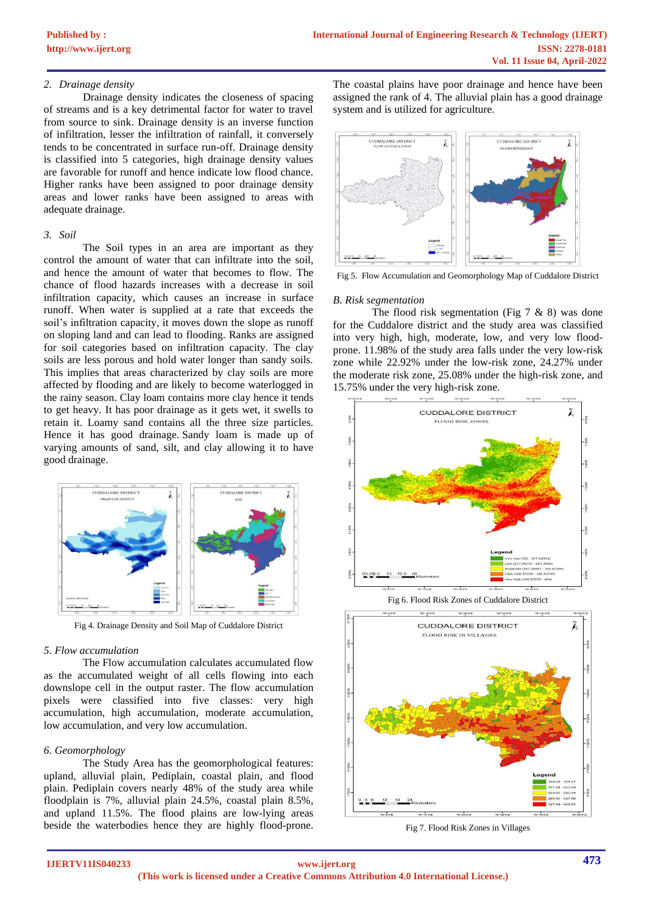### 2. Drainage density

Drainage density indicates the closeness of spacing of streams and is a key detrimental factor for water to travel from source to sink. Drainage density is an inverse function of infiltration, lesser the infiltration of rainfall, it conversely tends to be concentrated in surface run-off. Drainage density is classified into 5 categories, high drainage density values are favorable for runoff and hence indicate low flood chance. Higher ranks have been assigned to poor drainage density areas and lower ranks have been assigned to areas with adequate drainage.

### 3. Soil

The Soil types in an area are important as they control the amount of water that can infiltrate into the soil, and hence the amount of water that becomes to flow. The chance of flood hazards increases with a decrease in soil infiltration capacity, which causes an increase in surface runoff. When water is supplied at a rate that exceeds the soil's infiltration capacity, it moves down the slope as runoff on sloping land and can lead to flooding. Ranks are assigned for soil categories based on infiltration capacity. The clay soils are less porous and hold water longer than sandy soils. This implies that areas characterized by clay soils are more affected by flooding and are likely to become waterlogged in the rainy season. Clay loam contains more clay hence it tends to get heavy. It has poor drainage as it gets wet, it swells to retain it. Loamy sand contains all the three size particles. Hence it has good drainage. Sandy loam is made up of varying amounts of sand, silt, and clay allowing it to have good drainage.

Fig 4. Drainage Density and Soil Map of Cuddalore District

### 5. Flow accumulation

The Flow accumulation calculates accumulated flow as the accumulated weight of all cells flowing into each downslope cell in the output raster. The flow accumulation pixels were classified into five classes: very high accumulation, high accumulation, moderate accumulation, low accumulation, and very low accumulation.

### 6. Geomorphology

The Study Area has the geomorphological features: upland, alluvial plain, Pediplain, coastal plain, and flood plain. Pediplain covers nearly 48% of the study area while floodplain is 7%, alluvial plain 24.5%, coastal plain 8.5%, and upland 11.5%. The flood plains are low-lying areas beside the waterbodies hence they are highly flood-prone. The coastal plains have poor drainage and hence have been assigned the rank of 4. The alluvial plain has a good drainage system and is utilized for agriculture.

Fig 5. Flow Accumulation and Geomorphology Map of Cuddalore District

## B. Risk segmentation

The flood risk segmentation (Fig 7 & 8) was done for the Cuddalore district and the study area was classified into very high, high, moderate, low, and very low flood-prone. 11.98% of the study area falls under the very low-risk zone while 22.92% under the low-risk zone, 24.27% under the moderate risk zone, 25.08% under the high-risk zone, and 15.75% under the very high-risk zone.

Fig 6. Flood Risk Zones of Cuddalore District

Fig 7. Flood Risk Zones in Villages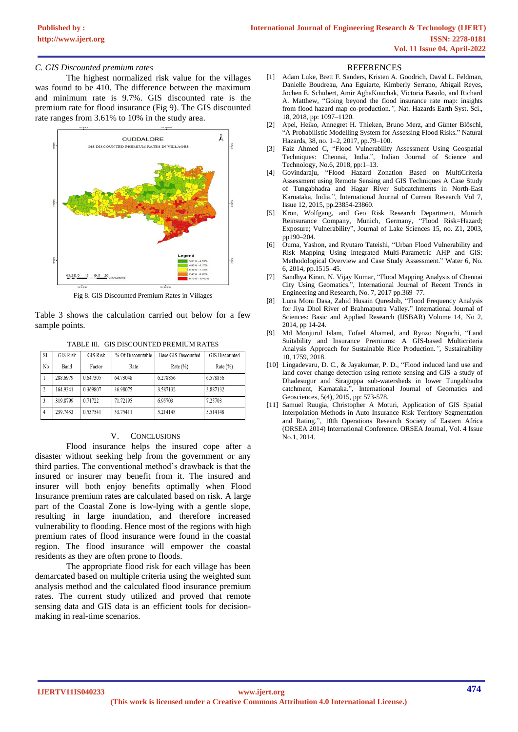### C. GIS Discounted premium rates

The highest normalized risk value for the villages was found to be 410. The difference between the maximum and minimum rate is 9.7%. GIS discounted rate is the premium rate for flood insurance (Fig 9). The GIS discounted rate ranges from 3.61% to 10% in the study area.

CUDDALORE

GIS DISCOUNTED PREMIUM RATES IN VILLAGES

Legend

3.61% - 4.89%

4.90% - 6.17%

6.18% - 7.44%

7.45% - 8.72%

8.73% - 10.00%

Kilometers

Fig 8. GIS Discounted Premium Rates in Villages

Table 3 shows the calculation carried out below for a few sample points.

TABLE III. GIS DISCOUNTED PREMIUM RATES

| Sl. No | GIS Risk Band | GIS Risk Factor | % Of Discountable Rate | Base GIS Discounted Rate (%) | GIS Discounted Rate (%) |
|---|---|---|---|---|---|
| 1 | 288.6979 | 0.647305 | 64.73048 | 6.278856 | 6.578856 |
| 2 | 164.9341 | 0.369807 | 36.98075 | 3.587132 | 3.887132 |
| 3 | 319.8799 | 0.71722 | 71.72195 | 6.95703 | 7.25703 |
| 4 | 239.7433 | 0.537541 | 53.75411 | 5.214148 | 5.514148 |

## V. CONCLUSIONS

Flood insurance helps the insured cope after a disaster without seeking help from the government or any third parties. The conventional method's drawback is that the insured or insurer may benefit from it. The insured and insurer will both enjoy benefits optimally when Flood Insurance premium rates are calculated based on risk. A large part of the Coastal Zone is low-lying with a gentle slope, resulting in large inundation, and therefore increased vulnerability to flooding. Hence most of the regions with high premium rates of flood insurance were found in the coastal region. The flood insurance will empower the coastal residents as they are often prone to floods.

The appropriate flood risk for each village has been demarcated based on multiple criteria using the weighted sum analysis method and the calculated flood insurance premium rates. The current study utilized and proved that remote sensing data and GIS data is an efficient tools for decision-making in real-time scenarios.

## REFERENCES

[1] Adam Luke, Brett F. Sanders, Kristen A. Goodrich, David L. Feldman, Danielle Boudreau, Ana Eguiarte, Kimberly Serrano, Abigail Reyes, Jochen E. Schubert, Amir AghaKouchak, Victoria Basolo, and Richard A. Matthew, "Going beyond the flood insurance rate map: insights from flood hazard map co-production.", Nat. Hazards Earth Syst. Sci., 18, 2018, pp: 1097–1120.

[2] Apel, Heiko, Annegret H. Thieken, Bruno Merz, and Günter Blöschl, "A Probabilistic Modelling System for Assessing Flood Risks." Natural Hazards, 38, no. 1–2, 2017, pp.79–100.

[3] Faiz Ahmed C, "Flood Vulnerability Assessment Using Geospatial Techniques: Chennai, India.", Indian Journal of Science and Technology, No.6, 2018, pp:1–13.

[4] Govindaraju, "Flood Hazard Zonation Based on MultiCriteria Assessment using Remote Sensing and GIS Techniques A Case Study of Tungabhadra and Hagar River Subcatchments in North-East Karnataka, India.", International Journal of Current Research Vol 7, Issue 12, 2015, pp.23854-23860.

[5] Kron, Wolfgang, and Geo Risk Research Department, Munich Reinsurance Company, Munich, Germany, "Flood Risk=Hazard; Exposure; Vulnerability", Journal of Lake Sciences 15, no. Z1, 2003, pp190–204.

[6] Ouma, Yashon, and Ryutaro Tateishi, "Urban Flood Vulnerability and Risk Mapping Using Integrated Multi-Parametric AHP and GIS: Methodological Overview and Case Study Assessment." Water 6, No. 6, 2014, pp.1515–45.

[7] Sandhya Kiran, N. Vijay Kumar, "Flood Mapping Analysis of Chennai City Using Geomatics.", International Journal of Recent Trends in Engineering and Research, No. 7, 2017 pp.369–77.

[8] Luna Moni Dasa, Zahid Husain Qureshib, "Flood Frequency Analysis for Jiya Dhol River of Brahmaputra Valley." International Journal of Sciences: Basic and Applied Research (IJSBAR) Volume 14, No 2, 2014, pp 14-24.

[9] Md Monjurul Islam, Tofael Ahamed, and Ryozo Noguchi, "Land Suitability and Insurance Premiums: A GIS-based Multicriteria Analysis Approach for Sustainable Rice Production.", Sustainability 10, 1759, 2018.

[10] Lingadevaru, D. C., & Jayakumar, P. D., "Flood induced land use and land cover change detection using remote sensing and GIS–a study of Dhadesugur and Siraguppa sub-watersheds in lower Tungabhadra catchment, Karnataka.", International Journal of Geomatics and Geosciences, 5(4), 2015, pp: 573-578.

[11] Samuel Ruugia, Christopher A Moturi, Application of GIS Spatial Interpolation Methods in Auto Insurance Risk Territory Segmentation and Rating.", 10th Operations Research Society of Eastern Africa (ORSEA 2014) International Conference. ORSEA Journal, Vol. 4 Issue No.1, 2014.